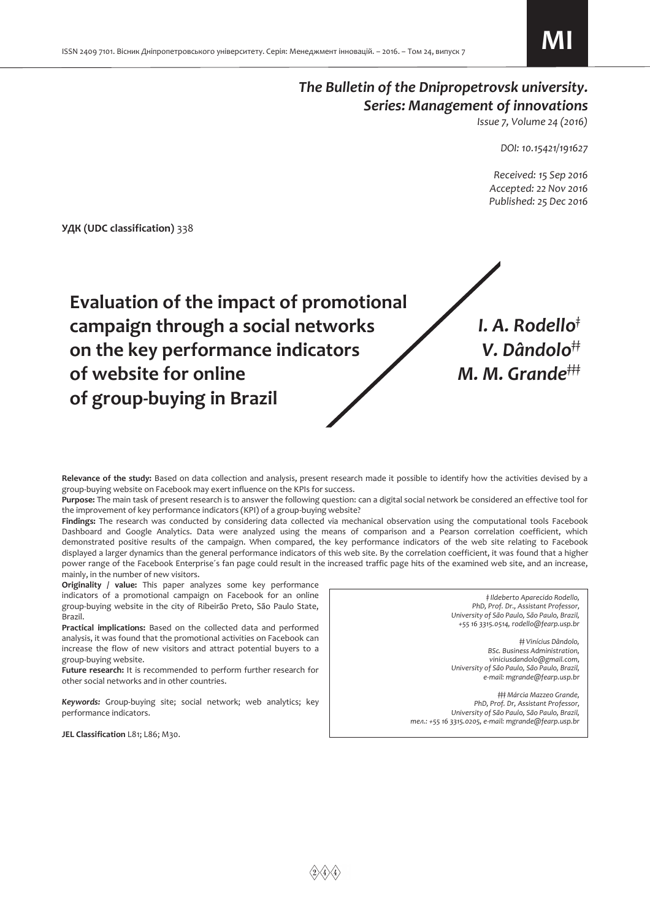*The Bulletin of the Dnipropetrovsk university. Series: Management of innovations*
*Issue 7, Volume 24 (2016)*

*DOI: 10.15421/191627*

*Received: 15 Sep 2016*
*Accepted: 22 Nov 2016*
*Published: 25 Dec 2016*

**УДК (UDC classification)** 338

# Evaluation of the impact of promotional campaign through a social networks on the key performance indicators of website for online of group-buying in Brazil

***I. A. Rodello*[‡]**
***V. Dândolo*[‡‡]**
***M. M. Grande*[‡‡‡]**

**Relevance of the study:** Based on data collection and analysis, present research made it possible to identify how the activities devised by a group-buying website on Facebook may exert influence on the KPIs for success.

**Purpose:** The main task of present research is to answer the following question: can a digital social network be considered an effective tool for the improvement of key performance indicators (KPI) of a group-buying website?

**Findings:** The research was conducted by considering data collected via mechanical observation using the computational tools Facebook Dashboard and Google Analytics. Data were analyzed using the means of comparison and a Pearson correlation coefficient, which demonstrated positive results of the campaign. When compared, the key performance indicators of the web site relating to Facebook displayed a larger dynamics than the general performance indicators of this web site. By the correlation coefficient, it was found that a higher power range of the Facebook Enterprise´s fan page could result in the increased traffic page hits of the examined web site, and an increase, mainly, in the number of new visitors.

**Originality / value:** This paper analyzes some key performance indicators of a promotional campaign on Facebook for an online group-buying website in the city of Ribeirão Preto, São Paulo State, Brazil.

**Practical implications:** Based on the collected data and performed analysis, it was found that the promotional activities on Facebook can increase the flow of new visitors and attract potential buyers to a group-buying website.

**Future research:** It is recommended to perform further research for other social networks and in other countries.

***Keywords:*** Group-buying site; social network; web analytics; key performance indicators.

**JEL Classification** L81; L86; M30.

*‡ Ildeberto Aparecido Rodello, PhD, Prof. Dr., Assistant Professor, University of São Paulo, São Paulo, Brazil, +55 16 3315.0514, rodello@fearp.usp.br*

*‡‡ Vinícius Dândolo, BSc. Business Administration, viniciusdandolo@gmail.com, University of São Paulo, São Paulo, Brazil, e-mail: mgrande@fearp.usp.br*

*‡‡‡ Márcia Mazzeo Grande, PhD, Prof. Dr, Assistant Professor, University of São Paulo, São Paulo, Brazil, тел.: +55 16 3315.0205, e-mail: mgrande@fearp.usp.br*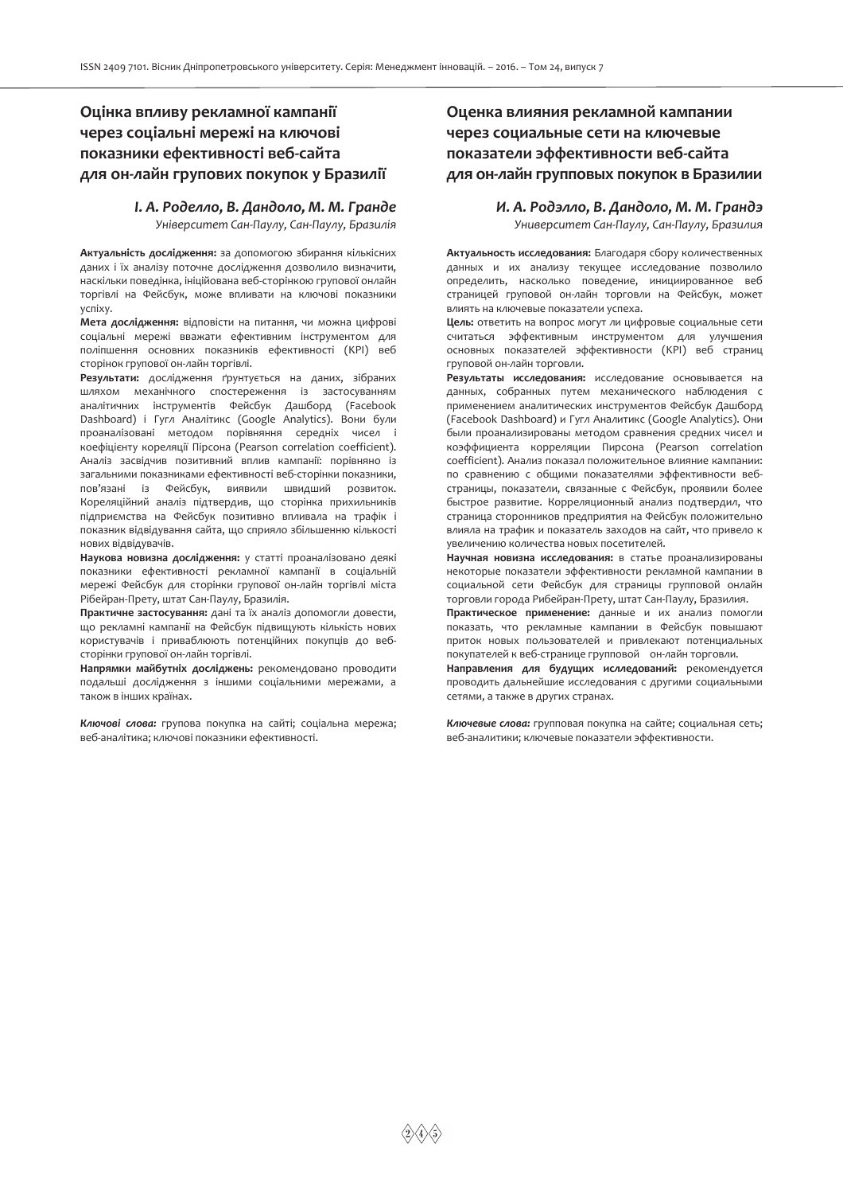## Оцінка впливу рекламної кампанії через соціальні мережі на ключові показники ефективності веб-сайта для он-лайн групових покупок у Бразилії

***І. А. Роделло, В. Дандоло, М. М. Гранде***

*Університет Сан-Паулу, Сан-Паулу, Бразилія*

**Актуальність дослідження:** за допомогою збирання кількісних даних і їх аналізу поточне дослідження дозволило визначити, наскільки поведінка, ініційована веб-сторінкою групової онлайн торгівлі на Фейсбук, може впливати на ключові показники успіху.

**Мета дослідження:** відповісти на питання, чи можна цифрові соціальні мережі вважати ефективним інструментом для поліпшення основних показників ефективності (KPI) веб сторінок групової он-лайн торгівлі.

**Результати:** дослідження ґрунтується на даних, зібраних шляхом механічного спостереження із застосуванням аналітичних інструментів Фейсбук Дашборд (Facebook Dashboard) і Гугл Аналітікс (Google Analytics). Вони були проаналізовані методом порівняння середніх чисел і коефіцієнту кореляції Пірсона (Pearson correlation coefficient). Аналіз засвідчив позитивний вплив кампанії: порівняно із загальними показниками ефективності веб-сторінки показники, пов'язані із Фейсбук, виявили швидший розвиток. Кореляційний аналіз підтвердив, що сторінка прихильників підприємства на Фейсбук позитивно впливала на трафік і показник відвідування сайта, що сприяло збільшенню кількості нових відвідувачів.

**Наукова новизна дослідження:** у статті проаналізовано деякі показники ефективності рекламної кампанії в соціальній мережі Фейсбук для сторінки групової он-лайн торгівлі міста Рібейран-Прету, штат Сан-Паулу, Бразилія.

**Практичне застосування:** дані та їх аналіз допомогли довести, що рекламні кампанії на Фейсбук підвищують кількість нових користувачів і приваблюють потенційних покупців до веб-сторінки групової он-лайн торгівлі.

**Напрямки майбутніх досліджень:** рекомендовано проводити подальші дослідження з іншими соціальними мережами, а також в інших країнах.

***Ключові слова:*** групова покупка на сайті; соціальна мережа; веб-аналітика; ключові показники ефективності.

## Оценка влияния рекламной кампании через социальные сети на ключевые показатели эффективности веб-сайта для он-лайн групповых покупок в Бразилии

***И. А. Родэлло, В. Дандоло, М. М. Грандэ***

*Университет Сан-Паулу, Сан-Паулу, Бразилия*

**Актуальность исследования:** Благодаря сбору количественных данных и их анализу текущее исследование позволило определить, насколько поведение, инициированное веб страницей групповой он-лайн торговли на Фейсбук, может влиять на ключевые показатели успеха.

**Цель:** ответить на вопрос могут ли цифровые социальные сети считаться эффективным инструментом для улучшения основных показателей эффективности (KPI) веб страниц групповой он-лайн торговли.

**Результаты исследования:** исследование основывается на данных, собранных путем механического наблюдения с применением аналитических инструментов Фейсбук Дашборд (Facebook Dashboard) и Гугл Аналитикс (Google Analytics). Они были проанализированы методом сравнения средних чисел и коэффициента корреляции Пирсона (Pearson correlation coefficient). Анализ показал положительное влияние кампании: по сравнению с общими показателями эффективности веб-страницы, показатели, связанные с Фейсбук, проявили более быстрое развитие. Корреляционный анализ подтвердил, что страница сторонников предприятия на Фейсбук положительно влияла на трафик и показатель заходов на сайт, что привело к увеличению количества новых посетителей.

**Научная новизна исследования:** в статье проанализированы некоторые показатели эффективности рекламной кампании в социальной сети Фейсбук для страницы групповой онлайн торговли города Рибейран-Прету, штат Сан-Паулу, Бразилия.

**Практическое применение:** данные и их анализ помогли показать, что рекламные кампании в Фейсбук повышают приток новых пользователей и привлекают потенциальных покупателей к веб-странице групповой он-лайн торговли.

**Направления для будущих исследований:** рекомендуется проводить дальнейшие исследования с другими социальными сетями, а также в других странах.

***Ключевые слова:*** групповая покупка на сайте; социальная сеть; веб-аналитики; ключевые показатели эффективности.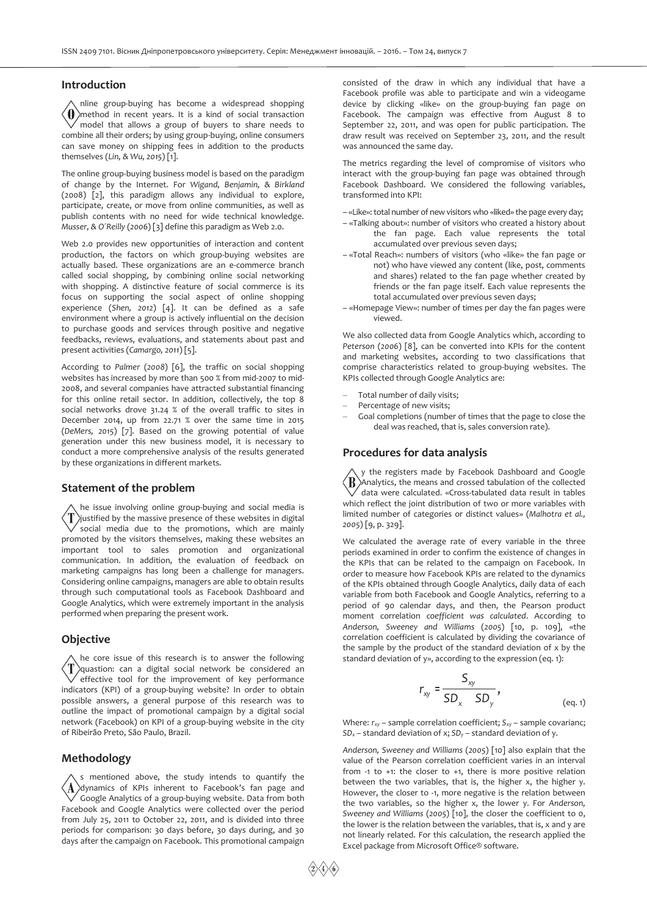## Introduction

Online group-buying has become a widespread shopping method in recent years. It is a kind of social transaction model that allows a group of buyers to share needs to combine all their orders; by using group-buying, online consumers can save money on shipping fees in addition to the products themselves (*Lin, & Wu, 2015*) [1].

The online group-buying business model is based on the paradigm of change by the Internet. For *Wigand, Benjamin, & Birkland* (2008) [2], this paradigm allows any individual to explore, participate, create, or move from online communities, as well as publish contents with no need for wide technical knowledge. *Musser, & O´Reilly* (2006) [3] define this paradigm as Web 2.0.

Web 2.0 provides new opportunities of interaction and content production, the factors on which group-buying websites are actually based. These organizations are an e-commerce branch called social shopping, by combining online social networking with shopping. A distinctive feature of social commerce is its focus on supporting the social aspect of online shopping experience (*Shen, 2012*) [4]. It can be defined as a safe environment where a group is actively influential on the decision to purchase goods and services through positive and negative feedbacks, reviews, evaluations, and statements about past and present activities (*Camargo, 2011*) [5].

According to *Palmer* (2008) [6], the traffic on social shopping websites has increased by more than 500 % from mid-2007 to mid-2008, and several companies have attracted substantial financing for this online retail sector. In addition, collectively, the top 8 social networks drove 31.24 % of the overall traffic to sites in December 2014, up from 22.71 % over the same time in 2015 (*DeMers, 2015*) [7]. Based on the growing potential of value generation under this new business model, it is necessary to conduct a more comprehensive analysis of the results generated by these organizations in different markets.

## Statement of the problem

The issue involving online group-buying and social media is justified by the massive presence of these websites in digital social media due to the promotions, which are mainly promoted by the visitors themselves, making these websites an important tool to sales promotion and organizational communication. In addition, the evaluation of feedback on marketing campaigns has long been a challenge for managers. Considering online campaigns, managers are able to obtain results through such computational tools as Facebook Dashboard and Google Analytics, which were extremely important in the analysis performed when preparing the present work.

## Objective

The core issue of this research is to answer the following question: can a digital social network be considered an effective tool for the improvement of key performance indicators (KPI) of a group-buying website? In order to obtain possible answers, a general purpose of this research was to outline the impact of promotional campaign by a digital social network (Facebook) on KPI of a group-buying website in the city of Ribeirão Preto, São Paulo, Brazil.

## Methodology

As mentioned above, the study intends to quantify the dynamics of KPIs inherent to Facebook's fan page and Google Analytics of a group-buying website. Data from both Facebook and Google Analytics were collected over the period from July 25, 2011 to October 22, 2011, and is divided into three periods for comparison: 30 days before, 30 days during, and 30 days after the campaign on Facebook. This promotional campaign consisted of the draw in which any individual that have a Facebook profile was able to participate and win a videogame device by clicking «like» on the group-buying fan page on Facebook. The campaign was effective from August 8 to September 22, 2011, and was open for public participation. The draw result was received on September 23, 2011, and the result was announced the same day.

The metrics regarding the level of compromise of visitors who interact with the group-buying fan page was obtained through Facebook Dashboard. We considered the following variables, transformed into KPI:

- «Like»: total number of new visitors who «liked» the page every day;
- «Talking about»: number of visitors who created a history about the fan page. Each value represents the total accumulated over previous seven days;
- «Total Reach»: numbers of visitors (who «like» the fan page or not) who have viewed any content (like, post, comments and shares) related to the fan page whether created by friends or the fan page itself. Each value represents the total accumulated over previous seven days;
- «Homepage View»: number of times per day the fan pages were viewed.

We also collected data from Google Analytics which, according to *Peterson* (2006) [8], can be converted into KPIs for the content and marketing websites, according to two classifications that comprise characteristics related to group-buying websites. The KPIs collected through Google Analytics are:

- Total number of daily visits;
- Percentage of new visits;
- Goal completions (number of times that the page to close the deal was reached, that is, sales conversion rate).

## Procedures for data analysis

By the registers made by Facebook Dashboard and Google Analytics, the means and crossed tabulation of the collected data were calculated. «Cross-tabulated data result in tables which reflect the joint distribution of two or more variables with limited number of categories or distinct values» (*Malhotra et al., 2005*) [9, p. 329].

We calculated the average rate of every variable in the three periods examined in order to confirm the existence of changes in the KPIs that can be related to the campaign on Facebook. In order to measure how Facebook KPIs are related to the dynamics of the KPIs obtained through Google Analytics, daily data of each variable from both Facebook and Google Analytics, referring to a period of 90 calendar days, and then, the Pearson product moment correlation *coefficient was calculated*. According to *Anderson, Sweeney and Williams* (2005) [10, p. 109], «the correlation coefficient is calculated by dividing the covariance of the sample by the product of the standard deviation of x by the standard deviation of y», according to the expression (eq. 1):

$$r_{xy} = \frac{S_{xy}}{SD_x \quad SD_y}, \qquad \text{(eq. 1)}$$

Where: $r_{xy}$ – sample correlation coefficient; $S_{xy}$ – sample covarianc; $SD_x$ – standard deviation of x; $SD_y$ – standard deviation of y.

*Anderson, Sweeney and Williams* (2005) [10] also explain that the value of the Pearson correlation coefficient varies in an interval from -1 to +1: the closer to +1, there is more positive relation between the two variables, that is, the higher x, the higher y. However, the closer to -1, more negative is the relation between the two variables, so the higher x, the lower y. For *Anderson, Sweeney and Williams* (2005) [10], the closer the coefficient to 0, the lower is the relation between the variables, that is, x and y are not linearly related. For this calculation, the research applied the Excel package from Microsoft Office® software.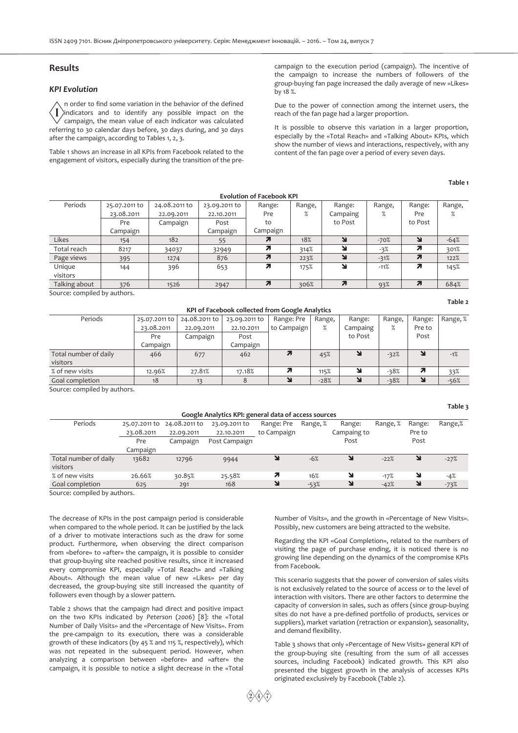## Results

### *KPI Evolution*

In order to find some variation in the behavior of the defined indicators and to identify any possible impact on the campaign, the mean value of each indicator was calculated referring to 30 calendar days before, 30 days during, and 30 days after the campaign, according to Tables 1, 2, 3.

Table 1 shows an increase in all KPIs from Facebook related to the engagement of visitors, especially during the transition of the pre-campaign to the execution period (campaign). The incentive of the campaign to increase the numbers of followers of the group-buying fan page increased the daily average of new «Likes» by 18 %.

Due to the power of connection among the internet users, the reach of the fan page had a larger proportion.

It is possible to observe this variation in a larger proportion, especially by the «Total Reach» and «Talking About» KPIs, which show the number of views and interactions, respectively, with any content of the fan page over a period of every seven days.

Table 1

**Evolution of Facebook KPI**

| Periods | 25.07.2011 to 23.08.2011 Pre Campaign | 24.08.2011 to 22.09.2011 Campaign | 23.09.2011 to 22.10.2011 Post Campaign | Range: Pre to Campaign | Range, % | Range: Campaing to Post | Range, % | Range: Pre to Post | Range, % |
|---|---|---|---|---|---|---|---|---|---|
| Likes | 154 | 182 | 55 | ↗ | 18% | ↘ | -70% | ↘ | -64% |
| Total reach | 8217 | 34037 | 32949 | ↗ | 314% | ↘ | -3% | ↗ | 301% |
| Page views | 395 | 1274 | 876 | ↗ | 223% | ↘ | -31% | ↗ | 122% |
| Unique visitors | 144 | 396 | 653 | ↗ | 175% | ↘ | -11% | ↗ | 145% |
| Talking about | 376 | 1526 | 2947 | ↗ | 306% | ↗ | 93% | ↗ | 684% |

Source: compiled by authors.

Table 2

**KPI of Facebook collected from Google Analytics**

| Periods | 25.07.2011 to 23.08.2011 Pre Campaign | 24.08.2011 to 22.09.2011 Campaign | 23.09.2011 to 22.10.2011 Post Campaign | Range: Pre to Campaign | Range, % | Range: Campaing to Post | Range, % | Range: Pre to Post | Range, % |
|---|---|---|---|---|---|---|---|---|---|
| Total number of daily visitors | 466 | 677 | 462 | ↗ | 45% | ↘ | -32% | ↘ | -1% |
| % of new visits | 12.96% | 27.81% | 17.18% | ↗ | 115% | ↘ | -38% | ↗ | 33% |
| Goal completion | 18 | 13 | 8 | ↘ | -28% | ↘ | -38% | ↘ | -56% |

Source: compiled by authors.

Table 3

**Google Analytics KPI: general data of access sources**

| Periods | 25.07.2011 to 23.08.2011 Pre Campaign | 24.08.2011 to 22.09.2011 Campaign | 23.09.2011 to 22.10.2011 Post Campaign | Range: Pre to Campaign | Range, % | Range: Campaing to Post | Range, % | Range: Pre to Post | Range,% |
|---|---|---|---|---|---|---|---|---|---|
| Total number of daily visitors | 13682 | 12796 | 9944 | ↘ | -6% | ↘ | -22% | ↘ | -27% |
| % of new visits | 26.66% | 30.85% | 25.58% | ↗ | 16% | ↘ | -17% | ↘ | -4% |
| Goal completion | 625 | 291 | 168 | ↘ | -53% | ↘ | -42% | ↘ | -73% |

Source: compiled by authors.

The decrease of KPIs in the post campaign period is considerable when compared to the whole period. It can be justified by the lack of a driver to motivate interactions such as the draw for some product. Furthermore, when observing the direct comparison from «before» to «after» the campaign, it is possible to consider that group-buying site reached positive results, since it increased every compromise KPI, especially «Total Reach» and «Talking About». Although the mean value of new «Likes» per day decreased, the group-buying site still increased the quantity of followers even though by a slower pattern.

Table 2 shows that the campaign had direct and positive impact on the two KPIs indicated by *Peterson* (*2006*) [8]: the «Total Number of Daily Visits» and the «Percentage of New Visits». From the pre-campaign to its execution, there was a considerable growth of these indicators (by 45 % and 115 %, respectively), which was not repeated in the subsequent period. However, when analyzing a comparison between «before» and «after» the campaign, it is possible to notice a slight decrease in the «Total Number of Visits», and the growth in «Percentage of New Visits». Possibly, new customers are being attracted to the website.

Regarding the KPI «Goal Completion», related to the numbers of visiting the page of purchase ending, it is noticed there is no growing line depending on the dynamics of the compromise KPIs from Facebook.

This scenario suggests that the power of conversion of sales visits is not exclusively related to the source of access or to the level of interaction with visitors. There are other factors to determine the capacity of conversion in sales, such as offers (since group-buying sites do not have a pre-defined portfolio of products, services or suppliers), market variation (retraction or expansion), seasonality, and demand flexibility.

Table 3 shows that only «Percentage of New Visits» general KPI of the group-buying site (resulting from the sum of all accesses sources, including Facebook) indicated growth. This KPI also presented the biggest growth in the analysis of accesses KPIs originated exclusively by Facebook (Table 2).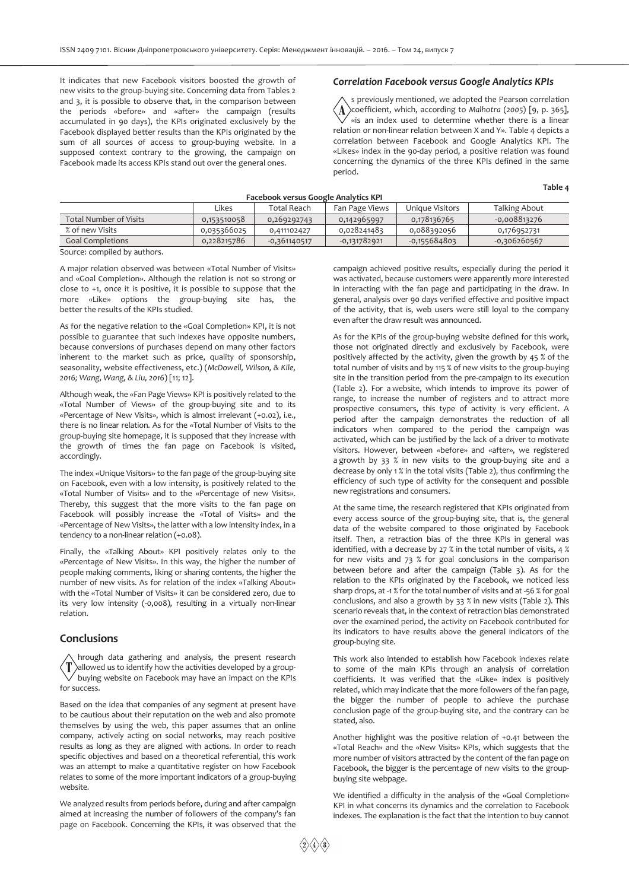It indicates that new Facebook visitors boosted the growth of new visits to the group-buying site. Concerning data from Tables 2 and 3, it is possible to observe that, in the comparison between the periods «before» and «after» the campaign (results accumulated in 90 days), the KPIs originated exclusively by the Facebook displayed better results than the KPIs originated by the sum of all sources of access to group-buying website. In a supposed context contrary to the growing, the campaign on Facebook made its access KPIs stand out over the general ones.

### *Correlation Facebook versus Google Analytics KPIs*

As previously mentioned, we adopted the Pearson correlation coefficient, which, according to *Malhotra (2005)* [9, p. 365], «is an index used to determine whether there is a linear relation or non-linear relation between X and Y». Table 4 depicts a correlation between Facebook and Google Analytics KPI. The «Likes» index in the 90-day period, a positive relation was found concerning the dynamics of the three KPIs defined in the same period.

**Table 4**

**Facebook versus Google Analytics KPI**

| | Likes | Total Reach | Fan Page Views | Unique Visitors | Talking About |
|---|---|---|---|---|---|
| Total Number of Visits | 0,153510058 | 0,269292743 | 0,142965997 | 0,178136765 | -0,008813276 |
| % of new Visits | 0,035366025 | 0,411102427 | 0,028241483 | 0,088392056 | 0,176952731 |
| Goal Completions | 0,228215786 | -0,361140517 | -0,131782921 | -0,155684803 | -0,306260567 |

Source: compiled by authors.

A major relation observed was between «Total Number of Visits» and «Goal Completion». Although the relation is not so strong or close to +1, once it is positive, it is possible to suppose that the more «Like» options the group-buying site has, the better the results of the KPIs studied.

As for the negative relation to the «Goal Completion» KPI, it is not possible to guarantee that such indexes have opposite numbers, because conversions of purchases depend on many other factors inherent to the market such as price, quality of sponsorship, seasonality, website effectiveness, etc.) (*McDowell, Wilson, & Kile, 2016; Wang, Wang, & Liu, 2016*) [11; 12].

Although weak, the «Fan Page Views» KPI is positively related to the «Total Number of Views» of the group-buying site and to its «Percentage of New Visits», which is almost irrelevant (+0.02), i.e., there is no linear relation. As for the «Total Number of Visits to the group-buying site homepage, it is supposed that they increase with the growth of times the fan page on Facebook is visited, accordingly.

The index «Unique Visitors» to the fan page of the group-buying site on Facebook, even with a low intensity, is positively related to the «Total Number of Visits» and to the «Percentage of New Visits». Thereby, this suggest that the more visits to the fan page on Facebook will possibly increase the «Total of Visits» and the «Percentage of New Visits», the latter with a low intensity index, in a tendency to a non-linear relation (+0.08).

Finally, the «Talking About» KPI positively relates only to the «Percentage of New Visits». In this way, the higher the number of people making comments, liking or sharing contents, the higher the number of new visits. As for relation of the index «Talking About» with the «Total Number of Visits» it can be considered zero, due to its very low intensity (-0,008), resulting in a virtually non-linear relation.

## Conclusions

Through data gathering and analysis, the present research allowed us to identify how the activities developed by a group-buying website on Facebook may have an impact on the KPIs for success.

Based on the idea that companies of any segment at present have to be cautious about their reputation on the web and also promote themselves by using the web, this paper assumes that an online company, actively acting on social networks, may reach positive results as long as they are aligned with actions. In order to reach specific objectives and based on a theoretical referential, this work was an attempt to make a quantitative register on how Facebook relates to some of the more important indicators of a group-buying website.

We analyzed results from periods before, during and after campaign aimed at increasing the number of followers of the company's fan page on Facebook. Concerning the KPIs, it was observed that the campaign achieved positive results, especially during the period it was activated, because customers were apparently more interested in interacting with the fan page and participating in the draw. In general, analysis over 90 days verified effective and positive impact of the activity, that is, web users were still loyal to the company even after the draw result was announced.

As for the KPIs of the group-buying website defined for this work, those not originated directly and exclusively by Facebook, were positively affected by the activity, given the growth by 45 % of the total number of visits and by 115 % of new visits to the group-buying site in the transition period from the pre-campaign to its execution (Table 2). For a website, which intends to improve its power of range, to increase the number of registers and to attract more prospective consumers, this type of activity is very efficient. A period after the campaign demonstrates the reduction of all indicators when compared to the period the campaign was activated, which can be justified by the lack of a driver to motivate visitors. However, between «before» and «after», we registered a growth by 33 % in new visits to the group-buying site and a decrease by only 1 % in the total visits (Table 2), thus confirming the efficiency of such type of activity for the consequent and possible new registrations and consumers.

At the same time, the research registered that KPIs originated from every access source of the group-buying site, that is, the general data of the website compared to those originated by Facebook itself. Then, a retraction bias of the three KPIs in general was identified, with a decrease by 27 % in the total number of visits, 4 % for new visits and 73 % for goal conclusions in the comparison between before and after the campaign (Table 3). As for the relation to the KPIs originated by the Facebook, we noticed less sharp drops, at -1 % for the total number of visits and at -56 % for goal conclusions, and also a growth by 33 % in new visits (Table 2). This scenario reveals that, in the context of retraction bias demonstrated over the examined period, the activity on Facebook contributed for its indicators to have results above the general indicators of the group-buying site.

This work also intended to establish how Facebook indexes relate to some of the main KPIs through an analysis of correlation coefficients. It was verified that the «Like» index is positively related, which may indicate that the more followers of the fan page, the bigger the number of people to achieve the purchase conclusion page of the group-buying site, and the contrary can be stated, also.

Another highlight was the positive relation of +0.41 between the «Total Reach» and the «New Visits» KPIs, which suggests that the more number of visitors attracted by the content of the fan page on Facebook, the bigger is the percentage of new visits to the group-buying site webpage.

We identified a difficulty in the analysis of the «Goal Completion» KPI in what concerns its dynamics and the correlation to Facebook indexes. The explanation is the fact that the intention to buy cannot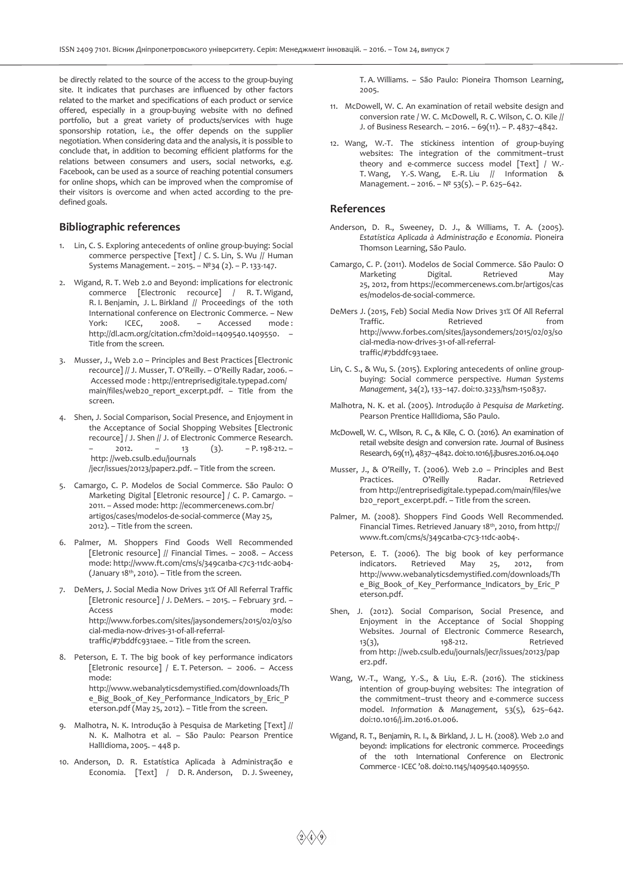be directly related to the source of the access to the group-buying site. It indicates that purchases are influenced by other factors related to the market and specifications of each product or service offered, especially in a group-buying website with no defined portfolio, but a great variety of products/services with huge sponsorship rotation, i.e., the offer depends on the supplier negotiation. When considering data and the analysis, it is possible to conclude that, in addition to becoming efficient platforms for the relations between consumers and users, social networks, e.g. Facebook, can be used as a source of reaching potential consumers for online shops, which can be improved when the compromise of their visitors is overcome and when acted according to the pre-defined goals.

## Bibliographic references

1. Lin, C. S. Exploring antecedents of online group-buying: Social commerce perspective [Text] / C. S. Lin, S. Wu // Human Systems Management. – 2015. – №34 (2). – P. 133-147.
2. Wigand, R. T. Web 2.0 and Beyond: implications for electronic commerce [Electronic recource] / R. T. Wigand, R. I. Benjamin, J. L. Birkland // Proceedings of the 10th International conference on Electronic Commerce. – New York: ICEC, 2008. – Accessed mode: http://dl.acm.org/citation.cfm?doid=1409540.1409550. – Title from the screen.
3. Musser, J., Web 2.0 – Principles and Best Practices [Electronic recource] // J. Musser, T. O'Reilly. – O'Reilly Radar, 2006. – Accessed mode : http://entreprisedigitale.typepad.com/main/files/web20_report_excerpt.pdf. – Title from the screen.
4. Shen, J. Social Comparison, Social Presence, and Enjoyment in the Acceptance of Social Shopping Websites [Electronic recource] / J. Shen // J. of Electronic Commerce Research. – 2012. – 13 (3). – P. 198-212. – http: //web.csulb.edu/journals/jecr/issues/20123/paper2.pdf. – Title from the screen.
5. Camargo, C. P. Modelos de Social Commerce. São Paulo: O Marketing Digital [Eletronic resource] / C. P. Camargo. – 2011. – Assed mode: http: //ecommercenews.com.br/artigos/cases/modelos-de-social-commerce (May 25, 2012). – Title from the screen.
6. Palmer, M. Shoppers Find Goods Well Recommended [Eletronic resource] // Financial Times. – 2008. – Access mode: http://www.ft.com/cms/s/349ca1ba-c7c3-11dc-a0b4- (January 18th, 2010). – Title from the screen.
7. DeMers, J. Social Media Now Drives 31% Of All Referral Traffic [Eletronic resource] / J. DeMers. – 2015. – February 3rd. – Access mode: http://www.forbes.com/sites/jaysondemers/2015/02/03/social-media-now-drives-31-of-all-referral-traffic/#7bddfc931aee. – Title from the screen.
8. Peterson, E. T. The big book of key performance indicators [Eletronic resource] / E. T. Peterson. – 2006. – Access mode: http://www.webanalyticsdemystified.com/downloads/The_Big_Book_of_Key_Performance_Indicators_by_Eric_Peterson.pdf (May 25, 2012). – Title from the screen.
9. Malhotra, N. K. Introdução à Pesquisa de Marketing [Text] // N. K. Malhotra et al. – São Paulo: Pearson Prentice HallIdioma, 2005. – 448 p.
10. Anderson, D. R. Estatística Aplicada à Administração e Economia. [Text] / D. R. Anderson, D. J. Sweeney, T. A. Williams. – São Paulo: Pioneira Thomson Learning, 2005.
11. McDowell, W. C. An examination of retail website design and conversion rate / W. C. McDowell, R. C. Wilson, C. O. Kile // J. of Business Research. – 2016. – 69(11). – P. 4837–4842.
12. Wang, W.-T. The stickiness intention of group-buying websites: The integration of the commitment–trust theory and e-commerce success model [Text] / W.-T. Wang, Y.-S. Wang, E.-R. Liu // Information & Management. – 2016. – № 53(5). – P. 625–642.

## References

Anderson, D. R., Sweeney, D. J., & Williams, T. A. (2005). *Estatística Aplicada à Administração e Economia*. Pioneira Thomson Learning, São Paulo.

Camargo, C. P. (2011). Modelos de Social Commerce. São Paulo: O Marketing Digital. Retrieved May 25, 2012, from https://ecommercenews.com.br/artigos/cases/modelos-de-social-commerce.

DeMers J. (2015, Feb) Social Media Now Drives 31% Of All Referral Traffic. Retrieved from http://www.forbes.com/sites/jaysondemers/2015/02/03/social-media-now-drives-31-of-all-referral-traffic/#7bddfc931aee.

Lin, C. S., & Wu, S. (2015). Exploring antecedents of online group-buying: Social commerce perspective. *Human Systems Management*, 34(2), 133–147. doi:10.3233/hsm-150837.

Malhotra, N. K. et al. (2005). *Introdução à Pesquisa de Marketing*. Pearson Prentice HallIdioma, São Paulo.

McDowell, W. C., Wilson, R. C., & Kile, C. O. (2016). An examination of retail website design and conversion rate. Journal of Business Research, 69(11), 4837–4842. doi:10.1016/j.jbusres.2016.04.040

Musser, J., & O'Reilly, T. (2006). Web 2.0 – Principles and Best Practices. O'Reilly Radar. Retrieved from http://entreprisedigitale.typepad.com/main/files/web20_report_excerpt.pdf. – Title from the screen.

Palmer, M. (2008). Shoppers Find Goods Well Recommended. Financial Times. Retrieved January 18th, 2010, from http://www.ft.com/cms/s/349ca1ba-c7c3-11dc-a0b4-.

Peterson, E. T. (2006). The big book of key performance indicators. Retrieved May 25, 2012, from http://www.webanalyticsdemystified.com/downloads/The_Big_Book_of_Key_Performance_Indicators_by_Eric_Peterson.pdf.

Shen, J. (2012). Social Comparison, Social Presence, and Enjoyment in the Acceptance of Social Shopping Websites. Journal of Electronic Commerce Research, 13(3), 198-212. Retrieved from http: //web.csulb.edu/journals/jecr/issues/20123/paper2.pdf.

Wang, W.-T., Wang, Y.-S., & Liu, E.-R. (2016). The stickiness intention of group-buying websites: The integration of the commitment–trust theory and e-commerce success model. *Information & Management*, 53(5), 625–642. doi:10.1016/j.im.2016.01.006.

Wigand, R. T., Benjamin, R. I., & Birkland, J. L. H. (2008). Web 2.0 and beyond: implications for electronic commerce. Proceedings of the 10th International Conference on Electronic Commerce - ICEC '08. doi:10.1145/1409540.1409550.